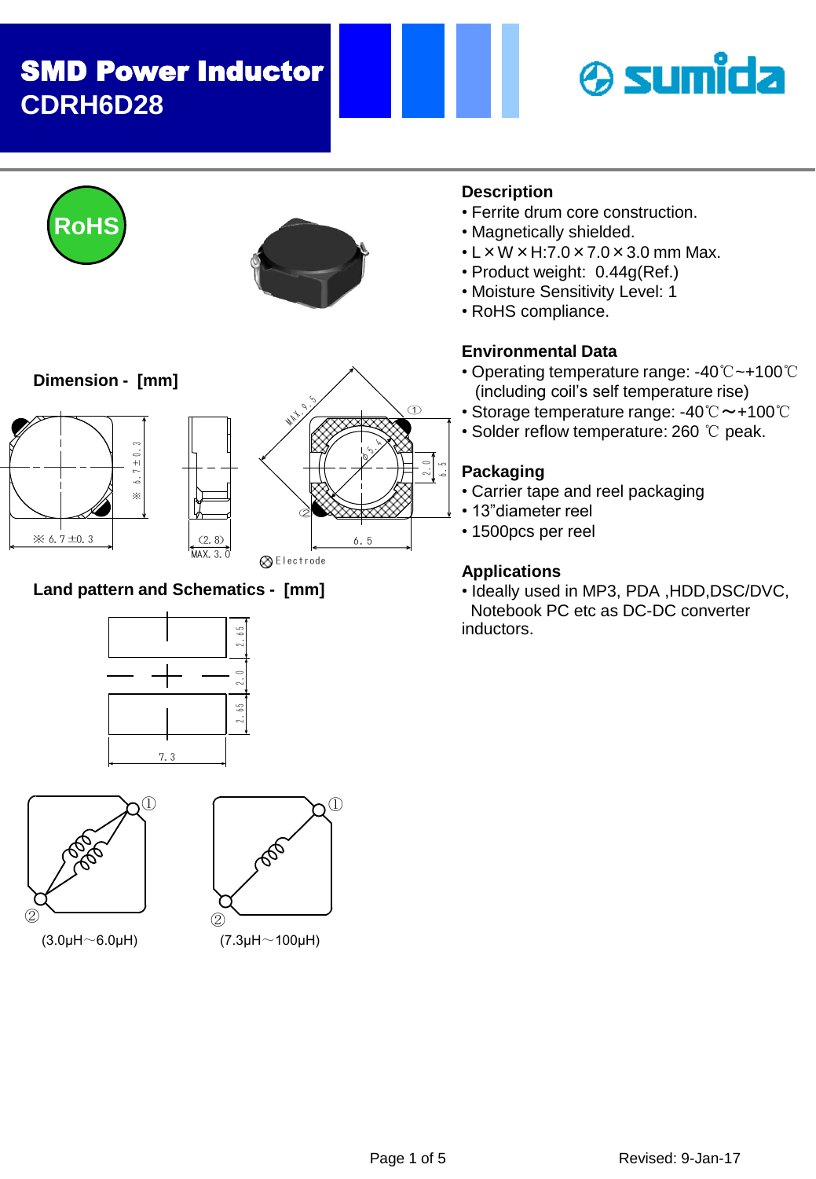# SMD Power Inductor
## CDRH6D28

RoHS

### Description

- Ferrite drum core construction.
- Magnetically shielded.
- L × W × H:7.0 × 7.0 × 3.0 mm Max.
- Product weight: 0.44g(Ref.)
- Moisture Sensitivity Level: 1
- RoHS compliance.

### Environmental Data

- Operating temperature range: -40℃~+100℃ (including coil's self temperature rise)
- Storage temperature range: -40℃～+100℃
- Solder reflow temperature: 260 ℃ peak.

### Packaging

- Carrier tape and reel packaging
- 13"diameter reel
- 1500pcs per reel

### Applications

- Ideally used in MP3, PDA ,HDD,DSC/DVC, Notebook PC etc as DC-DC converter inductors.

### Dimension - [mm]

※ 6.7±0.3
※ 6.7±0.3
(2.8)
MAX. 3.0
MAX. 9.5
φ5.4
2.0
6.5
6.5
①
②
Electrode

### Land pattern and Schematics - [mm]

2.65
2.0
2.65
7.3

(3.0μH～6.0μH)

(7.3μH～100μH)

Revised: 9-Jan-17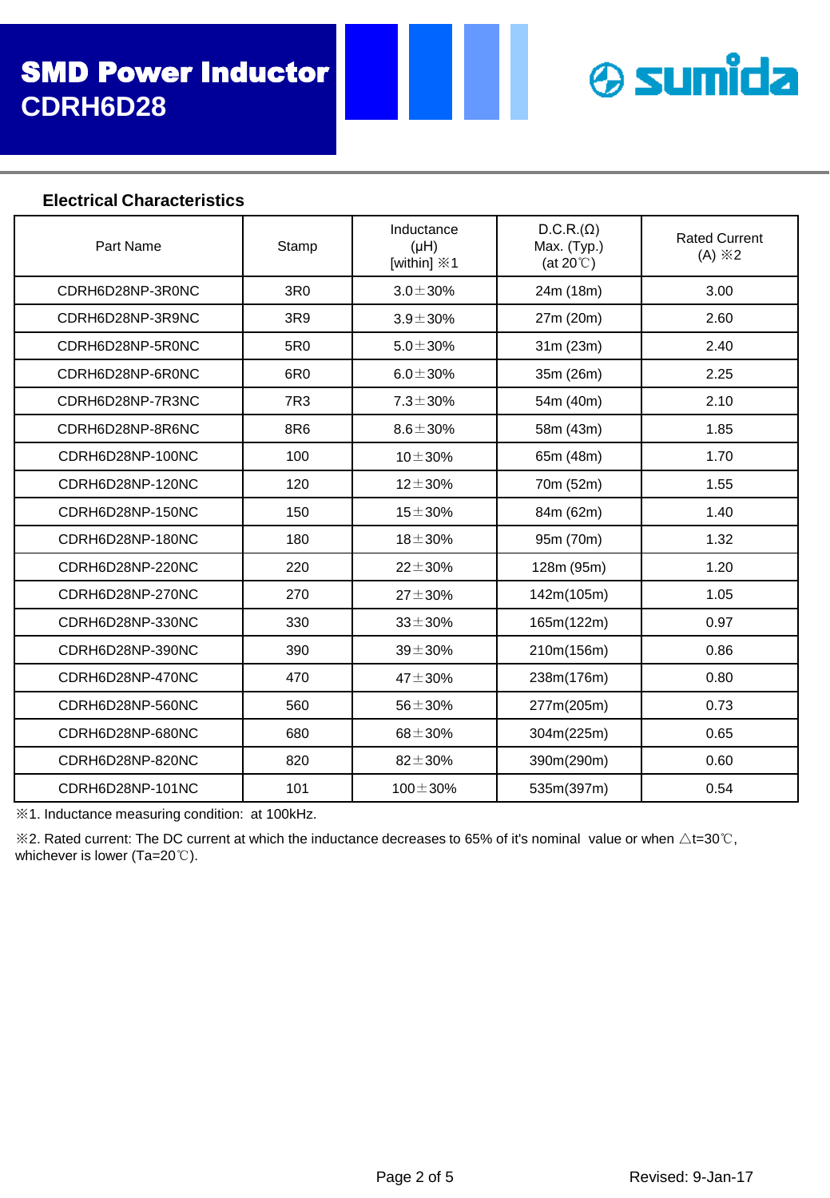# SMD Power Inductor
## CDRH6D28

sumida

### Electrical Characteristics

| Part Name | Stamp | Inductance (μH) [within] ※1 | D.C.R.(Ω) Max. (Typ.) (at 20℃) | Rated Current (A) ※2 |
|---|---|---|---|---|
| CDRH6D28NP-3R0NC | 3R0 | 3.0±30% | 24m (18m) | 3.00 |
| CDRH6D28NP-3R9NC | 3R9 | 3.9±30% | 27m (20m) | 2.60 |
| CDRH6D28NP-5R0NC | 5R0 | 5.0±30% | 31m (23m) | 2.40 |
| CDRH6D28NP-6R0NC | 6R0 | 6.0±30% | 35m (26m) | 2.25 |
| CDRH6D28NP-7R3NC | 7R3 | 7.3±30% | 54m (40m) | 2.10 |
| CDRH6D28NP-8R6NC | 8R6 | 8.6±30% | 58m (43m) | 1.85 |
| CDRH6D28NP-100NC | 100 | 10±30% | 65m (48m) | 1.70 |
| CDRH6D28NP-120NC | 120 | 12±30% | 70m (52m) | 1.55 |
| CDRH6D28NP-150NC | 150 | 15±30% | 84m (62m) | 1.40 |
| CDRH6D28NP-180NC | 180 | 18±30% | 95m (70m) | 1.32 |
| CDRH6D28NP-220NC | 220 | 22±30% | 128m (95m) | 1.20 |
| CDRH6D28NP-270NC | 270 | 27±30% | 142m(105m) | 1.05 |
| CDRH6D28NP-330NC | 330 | 33±30% | 165m(122m) | 0.97 |
| CDRH6D28NP-390NC | 390 | 39±30% | 210m(156m) | 0.86 |
| CDRH6D28NP-470NC | 470 | 47±30% | 238m(176m) | 0.80 |
| CDRH6D28NP-560NC | 560 | 56±30% | 277m(205m) | 0.73 |
| CDRH6D28NP-680NC | 680 | 68±30% | 304m(225m) | 0.65 |
| CDRH6D28NP-820NC | 820 | 82±30% | 390m(290m) | 0.60 |
| CDRH6D28NP-101NC | 101 | 100±30% | 535m(397m) | 0.54 |

※1. Inductance measuring condition: at 100kHz.

※2. Rated current: The DC current at which the inductance decreases to 65% of it's nominal value or when △t=30℃, whichever is lower (Ta=20℃).

Revised: 9-Jan-17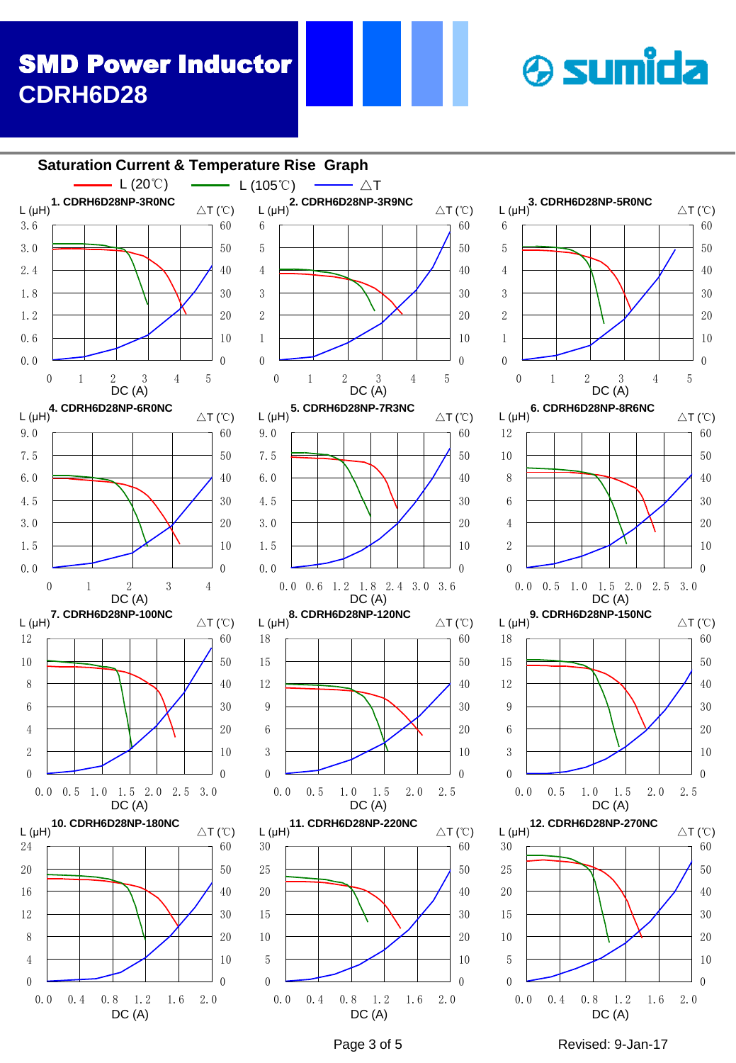# SMD Power Inductor
## CDRH6D28

### Saturation Current & Temperature Rise Graph

L (20℃) — L (105℃) — △T

1. CDRH6D28NP-3R0NC

2. CDRH6D28NP-3R9NC

3. CDRH6D28NP-5R0NC

4. CDRH6D28NP-6R0NC

5. CDRH6D28NP-7R3NC

6. CDRH6D28NP-8R6NC

7. CDRH6D28NP-100NC

8. CDRH6D28NP-120NC

9. CDRH6D28NP-150NC

10. CDRH6D28NP-180NC

11. CDRH6D28NP-220NC

12. CDRH6D28NP-270NC

Revised: 9-Jan-17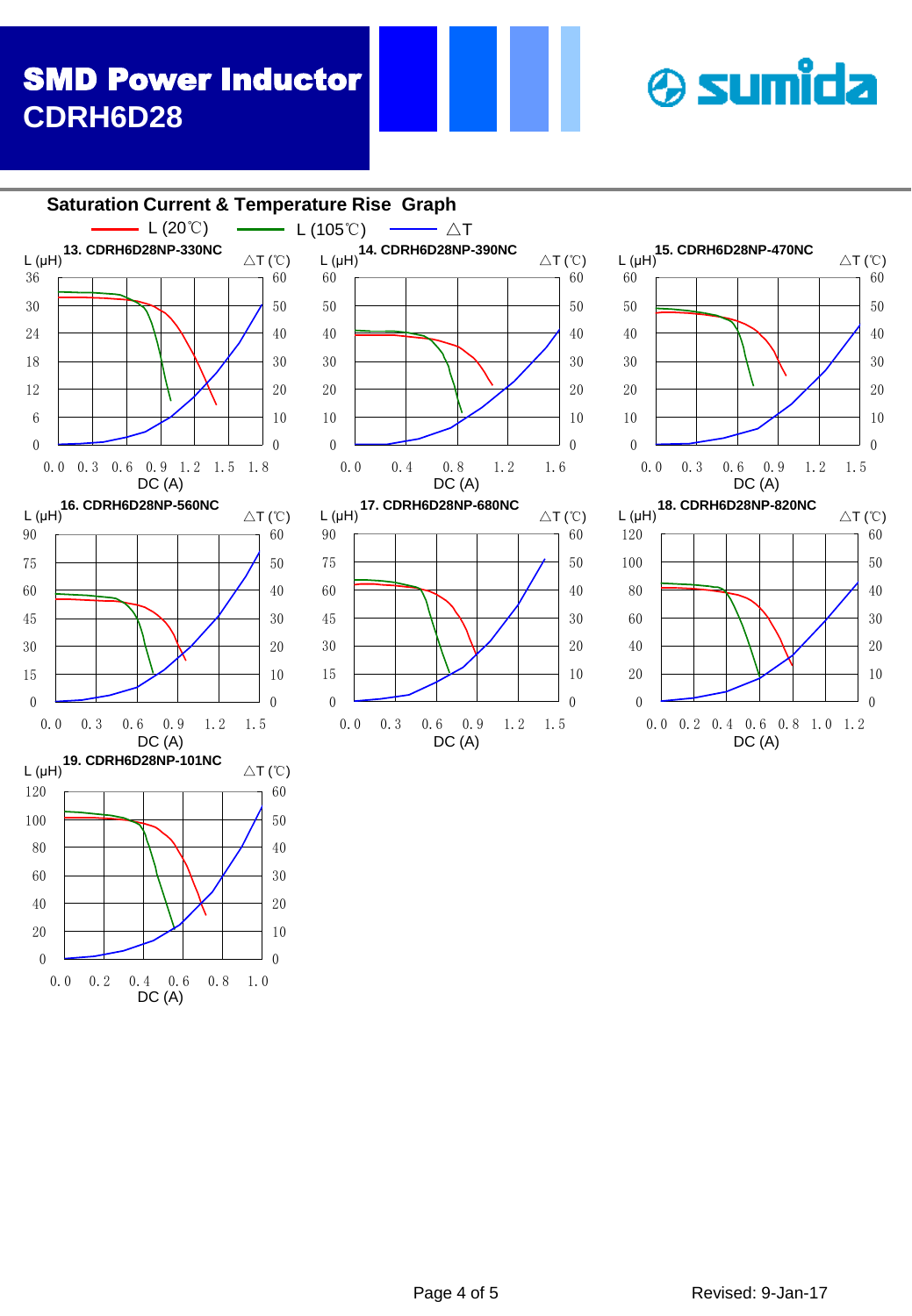## Saturation Current & Temperature Rise Graph

L (20℃) — L (105℃) — △T

13. CDRH6D28NP-330NC

L (μH): 0, 6, 12, 18, 24, 30, 36 | △T (℃): 0, 10, 20, 30, 40, 50, 60

DC (A): 0.0, 0.3, 0.6, 0.9, 1.2, 1.5, 1.8

14. CDRH6D28NP-390NC

L (μH): 0, 10, 20, 30, 40, 50, 60 | △T (℃): 0, 10, 20, 30, 40, 50, 60

DC (A): 0.0, 0.4, 0.8, 1.2, 1.6

15. CDRH6D28NP-470NC

L (μH): 0, 10, 20, 30, 40, 50, 60 | △T (℃): 0, 10, 20, 30, 40, 50, 60

DC (A): 0.0, 0.3, 0.6, 0.9, 1.2, 1.5

16. CDRH6D28NP-560NC

L (μH): 0, 15, 30, 45, 60, 75, 90 | △T (℃): 0, 10, 20, 30, 40, 50, 60

DC (A): 0.0, 0.3, 0.6, 0.9, 1.2, 1.5

17. CDRH6D28NP-680NC

L (μH): 0, 15, 30, 45, 60, 75, 90 | △T (℃): 0, 10, 20, 30, 40, 50, 60

DC (A): 0.0, 0.3, 0.6, 0.9, 1.2, 1.5

18. CDRH6D28NP-820NC

L (μH): 0, 20, 40, 60, 80, 100, 120 | △T (℃): 0, 10, 20, 30, 40, 50, 60

DC (A): 0.0, 0.2, 0.4, 0.6, 0.8, 1.0, 1.2

19. CDRH6D28NP-101NC

L (μH): 0, 20, 40, 60, 80, 100, 120 | △T (℃): 0, 10, 20, 30, 40, 50, 60

DC (A): 0.0, 0.2, 0.4, 0.6, 0.8, 1.0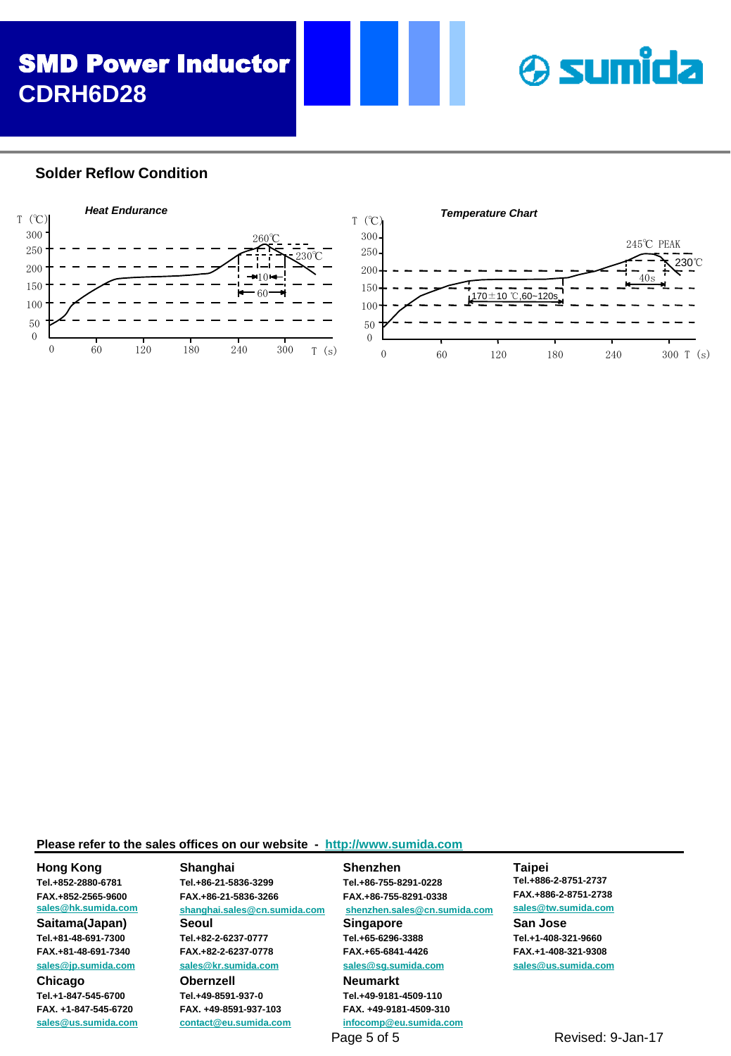# SMD Power Inductor
## CDRH6D28

### Solder Reflow Condition

*Heat Endurance*

T (℃)
300
250
200
150
100
50
0
260℃
230℃
10
60
0 60 120 180 240 300 T (s)

*Temperature Chart*

T (℃)
300
250
200
150
100
50
0
245℃ PEAK
230℃
40s
170±10 ℃,60~120s
0 60 120 180 240 300 T (s)

**Please refer to the sales offices on our website - http://www.sumida.com**

**Hong Kong**
**Tel.+852-2880-6781**
**FAX.+852-2565-9600**
**sales@hk.sumida.com**

**Shanghai**
**Tel.+86-21-5836-3299**
**FAX.+86-21-5836-3266**
**shanghai.sales@cn.sumida.com**

**Shenzhen**
**Tel.+86-755-8291-0228**
**FAX.+86-755-8291-0338**
**shenzhen.sales@cn.sumida.com**

**Taipei**
**Tel.+886-2-8751-2737**
**FAX.+886-2-8751-2738**
**sales@tw.sumida.com**

**Saitama(Japan)**
**Tel.+81-48-691-7300**
**FAX.+81-48-691-7340**
**sales@jp.sumida.com**

**Seoul**
**Tel.+82-2-6237-0777**
**FAX.+82-2-6237-0778**
**sales@kr.sumida.com**

**Singapore**
**Tel.+65-6296-3388**
**FAX.+65-6841-4426**
**sales@sg.sumida.com**

**San Jose**
**Tel.+1-408-321-9660**
**FAX.+1-408-321-9308**
**sales@us.sumida.com**

**Chicago**
**Tel.+1-847-545-6700**
**FAX. +1-847-545-6720**
**sales@us.sumida.com**

**Obernzell**
**Tel.+49-8591-937-0**
**FAX. +49-8591-937-103**
**contact@eu.sumida.com**

**Neumarkt**
**Tel.+49-9181-4509-110**
**FAX. +49-9181-4509-310**
**infocomp@eu.sumida.com**

Revised: 9-Jan-17